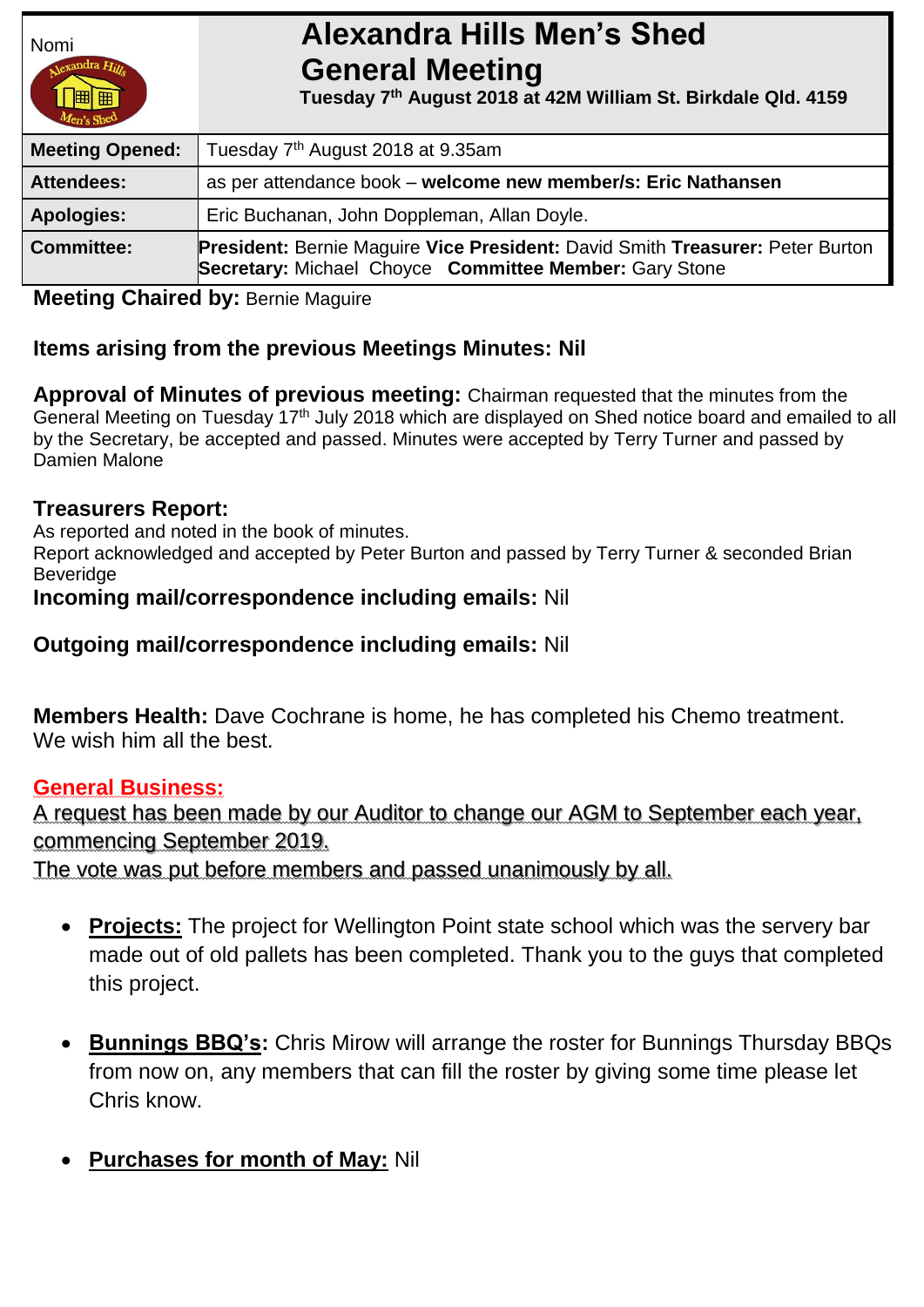| Nomi | **Alexandra Hills Men's Shed General Meeting** **Tuesday 7th August 2018 at 42M William St. Birkdale Qld. 4159** |
|---|---|
| **Meeting Opened:** | Tuesday 7th August 2018 at 9.35am |
| **Attendees:** | as per attendance book – **welcome new member/s: Eric Nathansen** |
| **Apologies:** | Eric Buchanan, John Doppleman, Allan Doyle. |
| **Committee:** | **President:** Bernie Maguire **Vice President:** David Smith **Treasurer:** Peter Burton **Secretary:** Michael Choyce **Committee Member:** Gary Stone |

**Meeting Chaired by:** Bernie Maguire

**Items arising from the previous Meetings Minutes: Nil**

**Approval of Minutes of previous meeting:** Chairman requested that the minutes from the General Meeting on Tuesday 17th July 2018 which are displayed on Shed notice board and emailed to all by the Secretary, be accepted and passed. Minutes were accepted by Terry Turner and passed by Damien Malone

**Treasurers Report:**
As reported and noted in the book of minutes.
Report acknowledged and accepted by Peter Burton and passed by Terry Turner & seconded Brian Beveridge

**Incoming mail/correspondence including emails:** Nil

**Outgoing mail/correspondence including emails:** Nil

**Members Health:** Dave Cochrane is home, he has completed his Chemo treatment. We wish him all the best.

**General Business:**

A request has been made by our Auditor to change our AGM to September each year, commencing September 2019.
The vote was put before members and passed unanimously by all.

- **Projects:** The project for Wellington Point state school which was the servery bar made out of old pallets has been completed. Thank you to the guys that completed this project.

- **Bunnings BBQ's:** Chris Mirow will arrange the roster for Bunnings Thursday BBQs from now on, any members that can fill the roster by giving some time please let Chris know.

- **Purchases for month of May:** Nil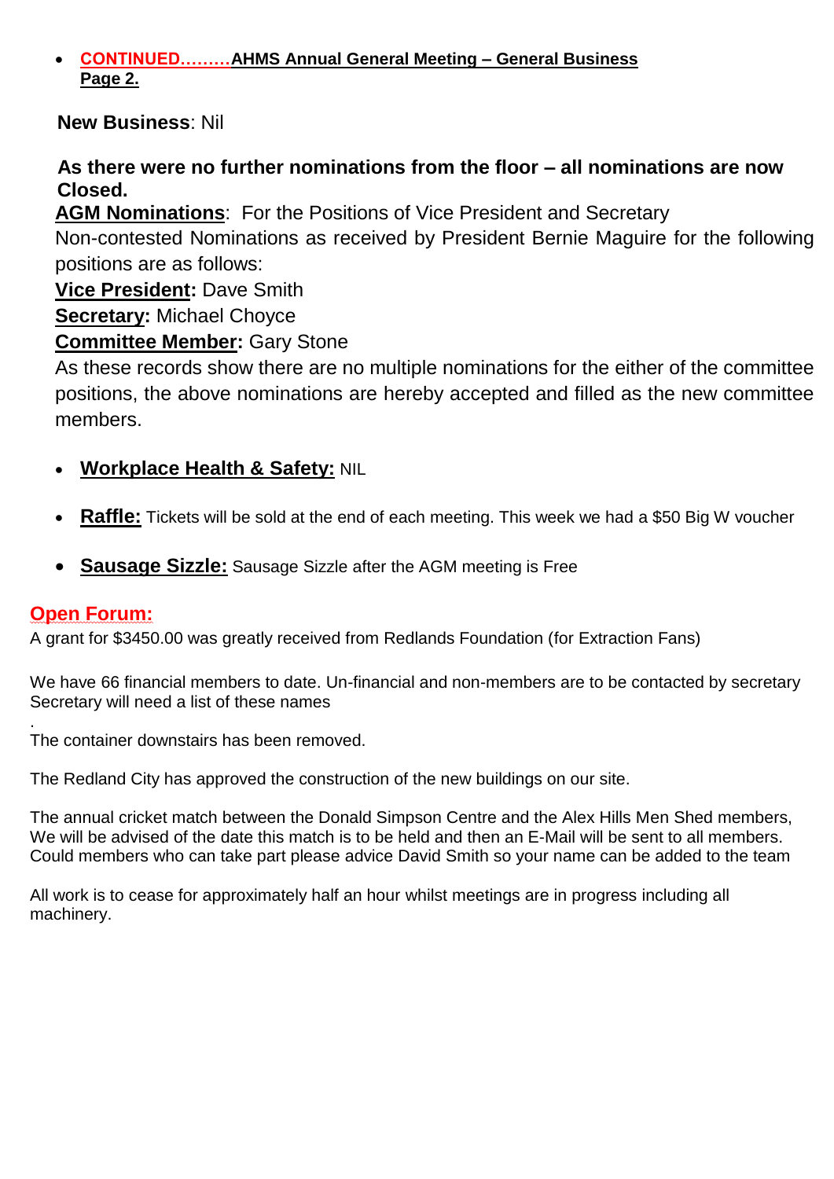- **CONTINUED………AHMS Annual General Meeting – General Business Page 2.**

**New Business**: Nil

**As there were no further nominations from the floor – all nominations are now Closed.**

**AGM Nominations**: For the Positions of Vice President and Secretary

Non-contested Nominations as received by President Bernie Maguire for the following positions are as follows:

**Vice President:** Dave Smith

**Secretary:** Michael Choyce

**Committee Member:** Gary Stone

As these records show there are no multiple nominations for the either of the committee positions, the above nominations are hereby accepted and filled as the new committee members.

- **Workplace Health & Safety:** NIL
- **Raffle:** Tickets will be sold at the end of each meeting. This week we had a $50 Big W voucher
- **Sausage Sizzle:** Sausage Sizzle after the AGM meeting is Free

## Open Forum:

A grant for $3450.00 was greatly received from Redlands Foundation (for Extraction Fans)

We have 66 financial members to date. Un-financial and non-members are to be contacted by secretary
Secretary will need a list of these names

.
The container downstairs has been removed.

The Redland City has approved the construction of the new buildings on our site.

The annual cricket match between the Donald Simpson Centre and the Alex Hills Men Shed members,
We will be advised of the date this match is to be held and then an E-Mail will be sent to all members.
Could members who can take part please advice David Smith so your name can be added to the team

All work is to cease for approximately half an hour whilst meetings are in progress including all machinery.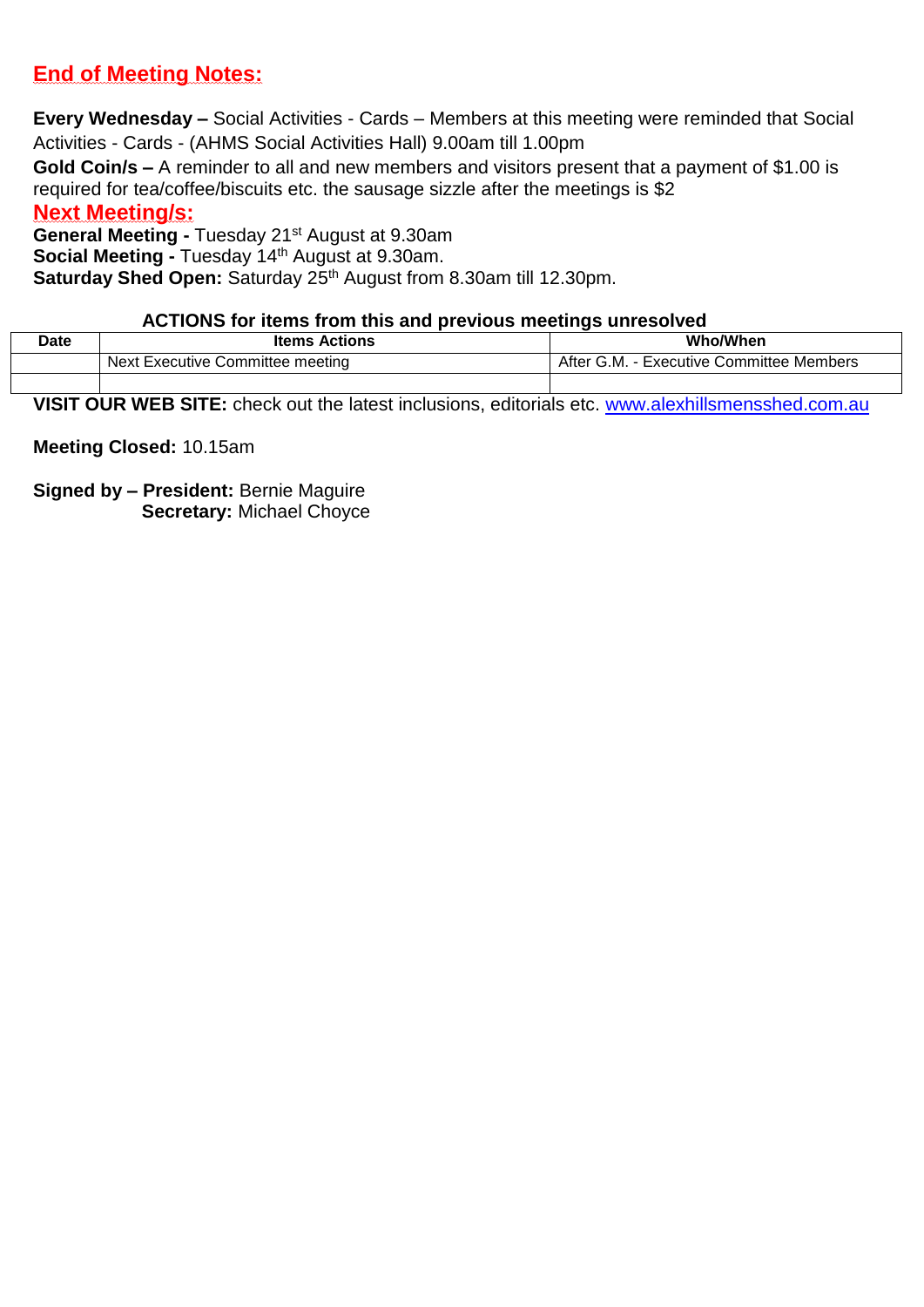## End of Meeting Notes:

**Every Wednesday –** Social Activities - Cards – Members at this meeting were reminded that Social Activities - Cards - (AHMS Social Activities Hall) 9.00am till 1.00pm

**Gold Coin/s –** A reminder to all and new members and visitors present that a payment of $1.00 is required for tea/coffee/biscuits etc. the sausage sizzle after the meetings is $2

## Next Meeting/s:

**General Meeting -** Tuesday 21st August at 9.30am
**Social Meeting -** Tuesday 14th August at 9.30am.
**Saturday Shed Open:** Saturday 25th August from 8.30am till 12.30pm.

**ACTIONS for items from this and previous meetings unresolved**

| Date | Items Actions | Who/When |
|---|---|---|
| | Next Executive Committee meeting | After G.M. - Executive Committee Members |
| | | |

**VISIT OUR WEB SITE:** check out the latest inclusions, editorials etc. www.alexhillsmensshed.com.au

**Meeting Closed:** 10.15am

**Signed by – President:** Bernie Maguire
**Secretary:** Michael Choyce